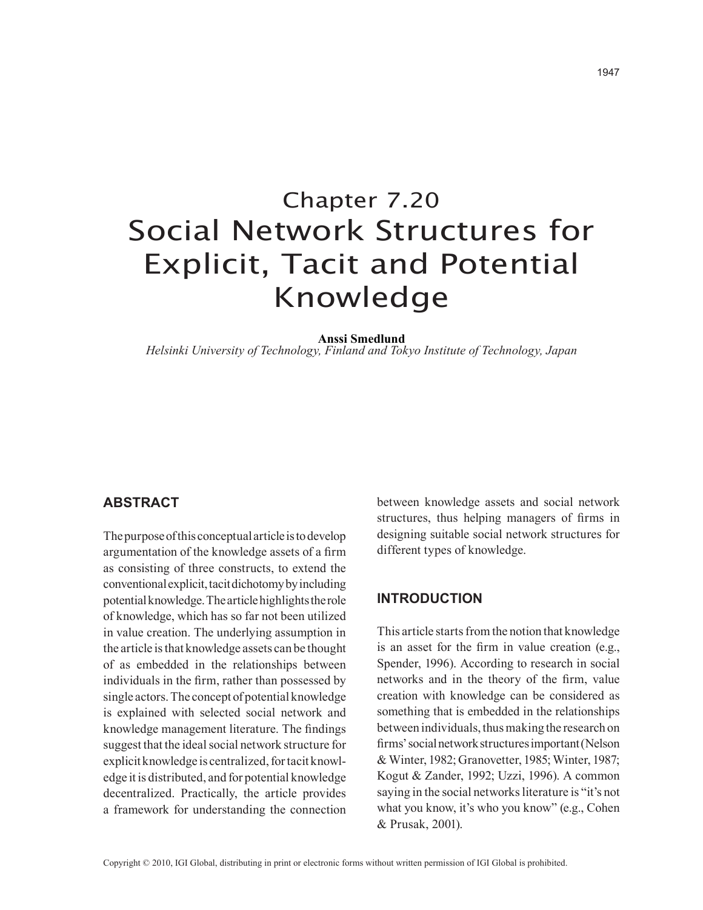# Chapter 7.20
# Social Network Structures for Explicit, Tacit and Potential Knowledge

**Anssi Smedlund**
*Helsinki University of Technology, Finland and Tokyo Institute of Technology, Japan*

## ABSTRACT

The purpose of this conceptual article is to develop argumentation of the knowledge assets of a firm as consisting of three constructs, to extend the conventional explicit, tacit dichotomy by including potential knowledge. The article highlights the role of knowledge, which has so far not been utilized in value creation. The underlying assumption in the article is that knowledge assets can be thought of as embedded in the relationships between individuals in the firm, rather than possessed by single actors. The concept of potential knowledge is explained with selected social network and knowledge management literature. The findings suggest that the ideal social network structure for explicit knowledge is centralized, for tacit knowledge it is distributed, and for potential knowledge decentralized. Practically, the article provides a framework for understanding the connection between knowledge assets and social network structures, thus helping managers of firms in designing suitable social network structures for different types of knowledge.

## INTRODUCTION

This article starts from the notion that knowledge is an asset for the firm in value creation (e.g., Spender, 1996). According to research in social networks and in the theory of the firm, value creation with knowledge can be considered as something that is embedded in the relationships between individuals, thus making the research on firms' social network structures important (Nelson & Winter, 1982; Granovetter, 1985; Winter, 1987; Kogut & Zander, 1992; Uzzi, 1996). A common saying in the social networks literature is "it's not what you know, it's who you know" (e.g., Cohen & Prusak, 2001).

Copyright © 2010, IGI Global, distributing in print or electronic forms without written permission of IGI Global is prohibited.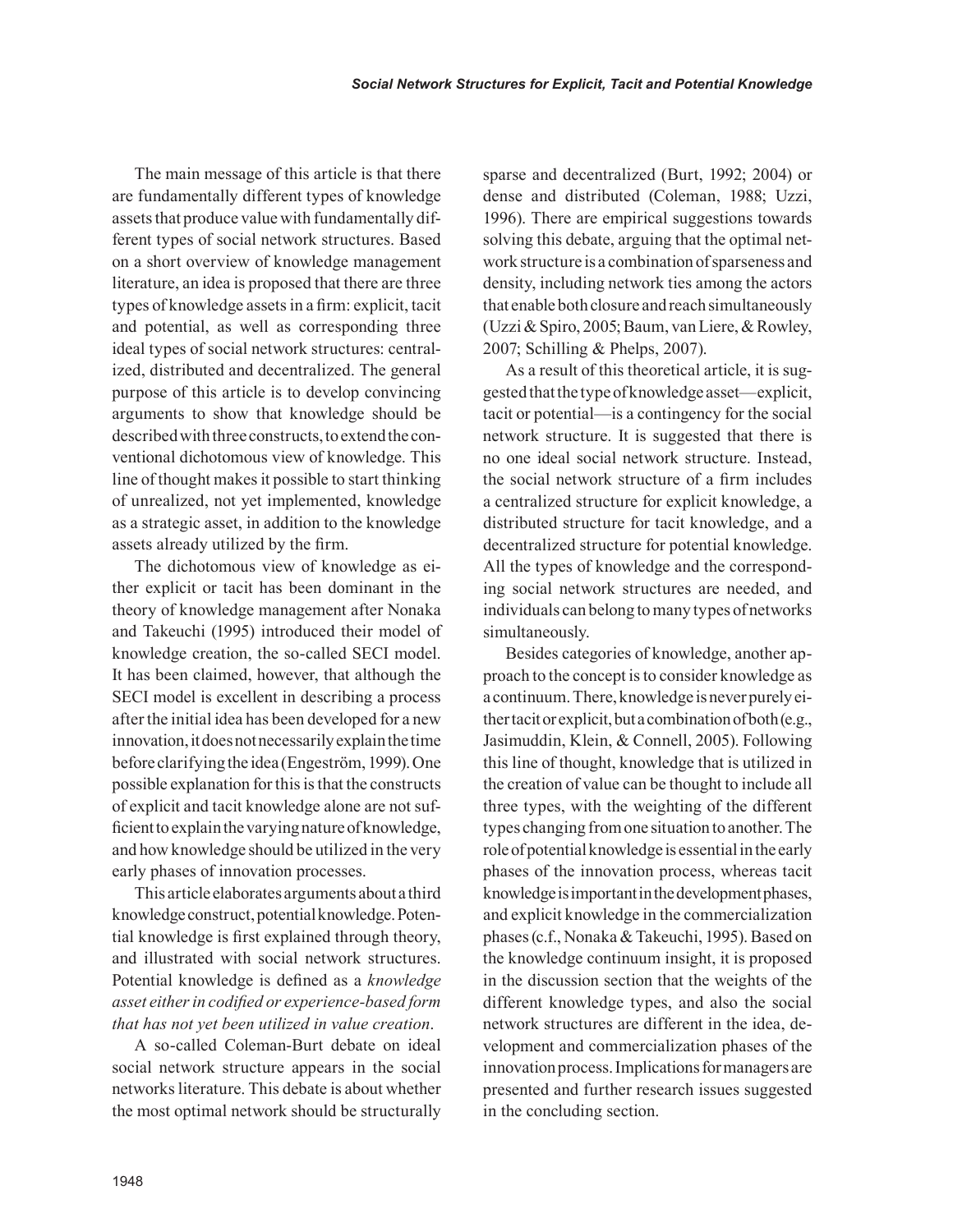The main message of this article is that there are fundamentally different types of knowledge assets that produce value with fundamentally different types of social network structures. Based on a short overview of knowledge management literature, an idea is proposed that there are three types of knowledge assets in a firm: explicit, tacit and potential, as well as corresponding three ideal types of social network structures: centralized, distributed and decentralized. The general purpose of this article is to develop convincing arguments to show that knowledge should be described with three constructs, to extend the conventional dichotomous view of knowledge. This line of thought makes it possible to start thinking of unrealized, not yet implemented, knowledge as a strategic asset, in addition to the knowledge assets already utilized by the firm.

The dichotomous view of knowledge as either explicit or tacit has been dominant in the theory of knowledge management after Nonaka and Takeuchi (1995) introduced their model of knowledge creation, the so-called SECI model. It has been claimed, however, that although the SECI model is excellent in describing a process after the initial idea has been developed for a new innovation, it does not necessarily explain the time before clarifying the idea (Engeström, 1999). One possible explanation for this is that the constructs of explicit and tacit knowledge alone are not sufficient to explain the varying nature of knowledge, and how knowledge should be utilized in the very early phases of innovation processes.

This article elaborates arguments about a third knowledge construct, potential knowledge. Potential knowledge is first explained through theory, and illustrated with social network structures. Potential knowledge is defined as a *knowledge asset either in codified or experience-based form that has not yet been utilized in value creation*.

A so-called Coleman-Burt debate on ideal social network structure appears in the social networks literature. This debate is about whether the most optimal network should be structurally sparse and decentralized (Burt, 1992; 2004) or dense and distributed (Coleman, 1988; Uzzi, 1996). There are empirical suggestions towards solving this debate, arguing that the optimal network structure is a combination of sparseness and density, including network ties among the actors that enable both closure and reach simultaneously (Uzzi & Spiro, 2005; Baum, van Liere, & Rowley, 2007; Schilling & Phelps, 2007).

As a result of this theoretical article, it is suggested that the type of knowledge asset—explicit, tacit or potential—is a contingency for the social network structure. It is suggested that there is no one ideal social network structure. Instead, the social network structure of a firm includes a centralized structure for explicit knowledge, a distributed structure for tacit knowledge, and a decentralized structure for potential knowledge. All the types of knowledge and the corresponding social network structures are needed, and individuals can belong to many types of networks simultaneously.

Besides categories of knowledge, another approach to the concept is to consider knowledge as a continuum. There, knowledge is never purely either tacit or explicit, but a combination of both (e.g., Jasimuddin, Klein, & Connell, 2005). Following this line of thought, knowledge that is utilized in the creation of value can be thought to include all three types, with the weighting of the different types changing from one situation to another. The role of potential knowledge is essential in the early phases of the innovation process, whereas tacit knowledge is important in the development phases, and explicit knowledge in the commercialization phases (c.f., Nonaka & Takeuchi, 1995). Based on the knowledge continuum insight, it is proposed in the discussion section that the weights of the different knowledge types, and also the social network structures are different in the idea, development and commercialization phases of the innovation process. Implications for managers are presented and further research issues suggested in the concluding section.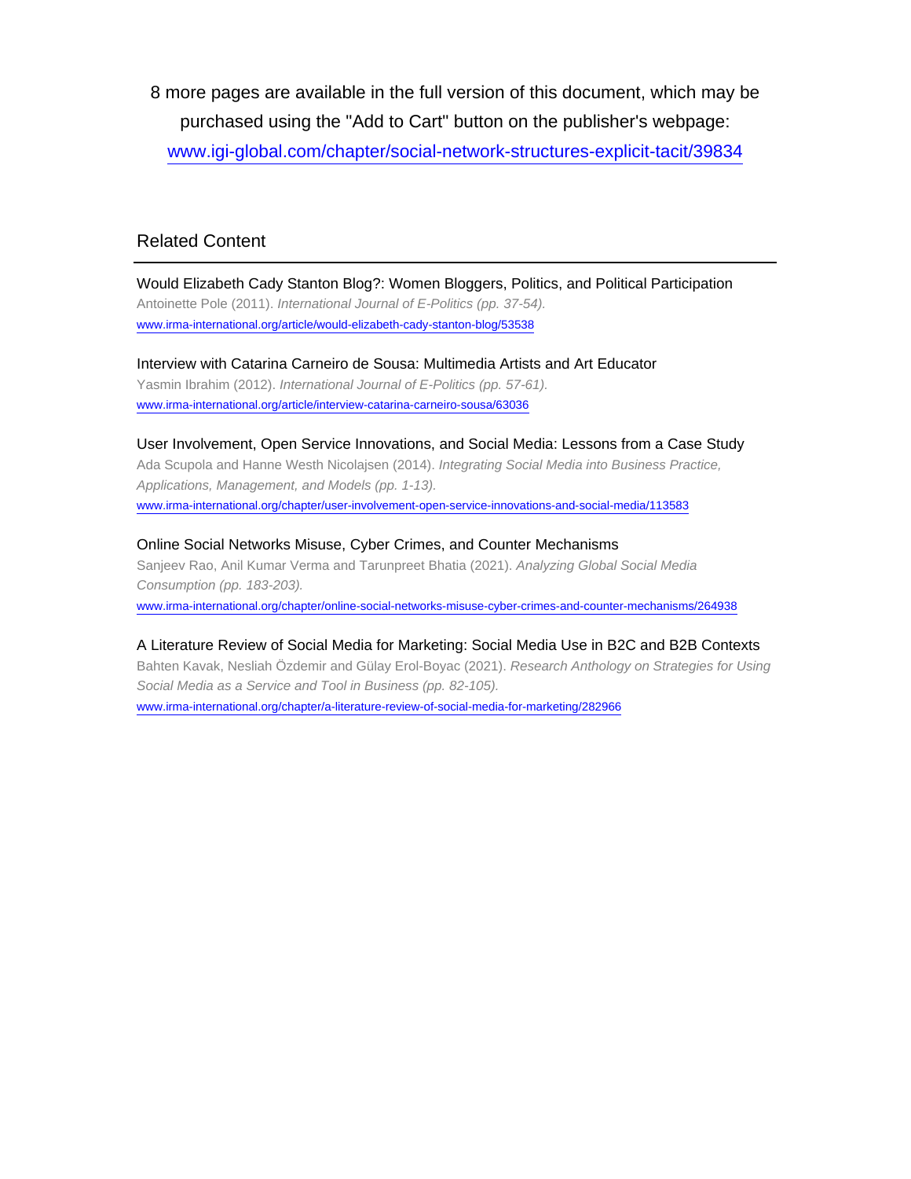8 more pages are available in the full version of this document, which may be purchased using the "Add to Cart" button on the publisher's webpage: www.igi-global.com/chapter/social-network-structures-explicit-tacit/39834

## Related Content

Would Elizabeth Cady Stanton Blog?: Women Bloggers, Politics, and Political Participation
Antoinette Pole (2011). *International Journal of E-Politics (pp. 37-54).*
www.irma-international.org/article/would-elizabeth-cady-stanton-blog/53538

Interview with Catarina Carneiro de Sousa: Multimedia Artists and Art Educator
Yasmin Ibrahim (2012). *International Journal of E-Politics (pp. 57-61).*
www.irma-international.org/article/interview-catarina-carneiro-sousa/63036

User Involvement, Open Service Innovations, and Social Media: Lessons from a Case Study
Ada Scupola and Hanne Westh Nicolajsen (2014). *Integrating Social Media into Business Practice, Applications, Management, and Models (pp. 1-13).*
www.irma-international.org/chapter/user-involvement-open-service-innovations-and-social-media/113583

Online Social Networks Misuse, Cyber Crimes, and Counter Mechanisms
Sanjeev Rao, Anil Kumar Verma and Tarunpreet Bhatia (2021). *Analyzing Global Social Media Consumption (pp. 183-203).*
www.irma-international.org/chapter/online-social-networks-misuse-cyber-crimes-and-counter-mechanisms/264938

A Literature Review of Social Media for Marketing: Social Media Use in B2C and B2B Contexts
Bahten Kavak, Nesliah Özdemir and Gülay Erol-Boyac (2021). *Research Anthology on Strategies for Using Social Media as a Service and Tool in Business (pp. 82-105).*
www.irma-international.org/chapter/a-literature-review-of-social-media-for-marketing/282966